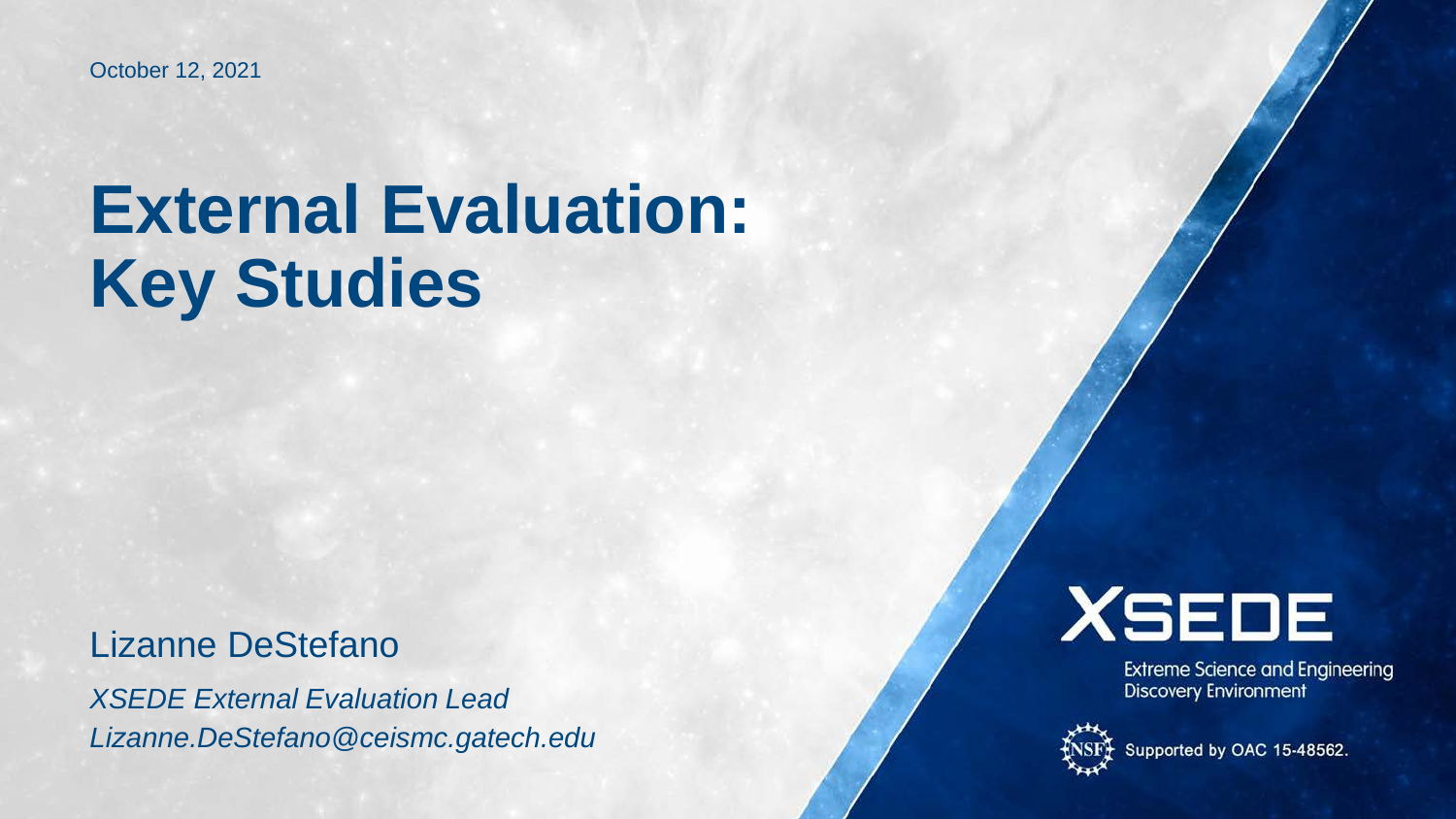October 12, 2021

# External Evaluation: Key Studies

Lizanne DeStefano

*XSEDE External Evaluation Lead*

*Lizanne.DeStefano@ceismc.gatech.edu*

XSEDE

Extreme Science and Engineering Discovery Environment

Supported by OAC 15-48562.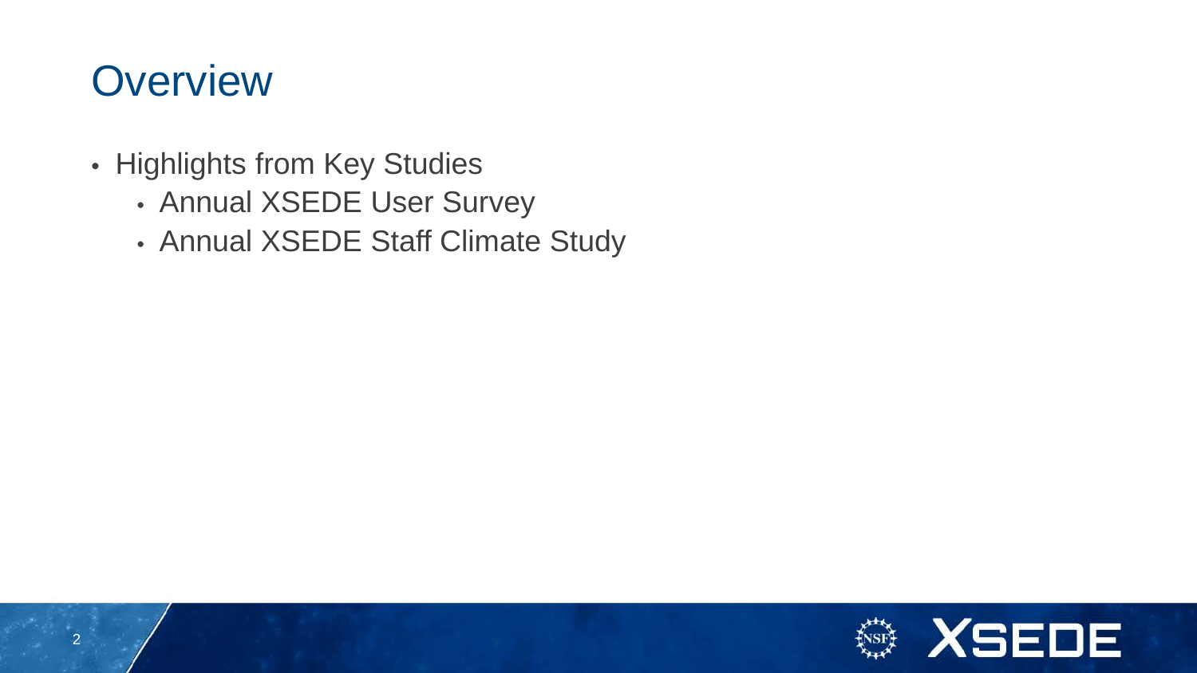# Overview

- Highlights from Key Studies
  - Annual XSEDE User Survey
  - Annual XSEDE Staff Climate Study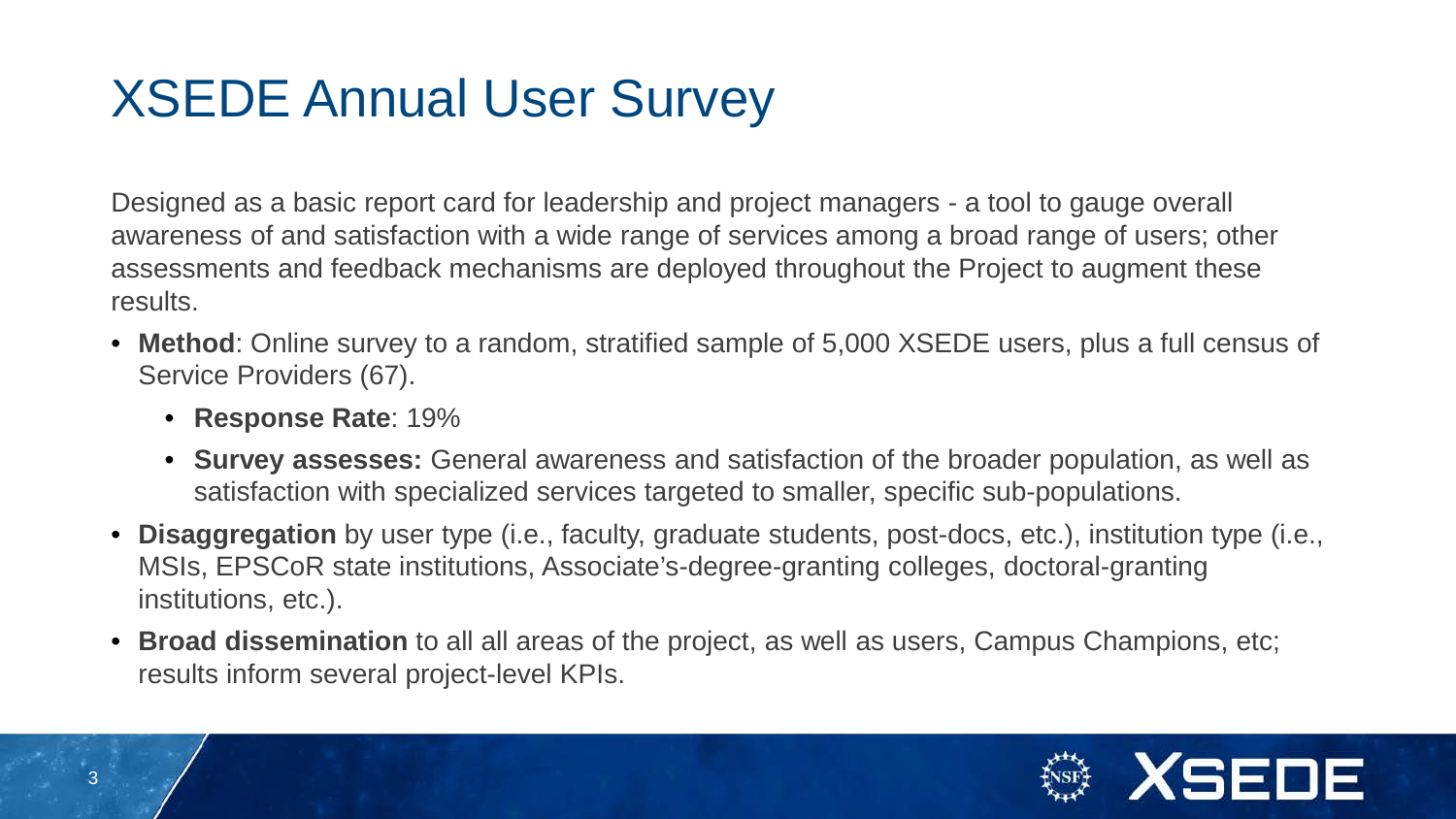# XSEDE Annual User Survey

Designed as a basic report card for leadership and project managers - a tool to gauge overall awareness of and satisfaction with a wide range of services among a broad range of users; other assessments and feedback mechanisms are deployed throughout the Project to augment these results.

- **Method**: Online survey to a random, stratified sample of 5,000 XSEDE users, plus a full census of Service Providers (67).
  - **Response Rate**: 19%
  - **Survey assesses:** General awareness and satisfaction of the broader population, as well as satisfaction with specialized services targeted to smaller, specific sub-populations.
- **Disaggregation** by user type (i.e., faculty, graduate students, post-docs, etc.), institution type (i.e., MSIs, EPSCoR state institutions, Associate's-degree-granting colleges, doctoral-granting institutions, etc.).
- **Broad dissemination** to all all areas of the project, as well as users, Campus Champions, etc; results inform several project-level KPIs.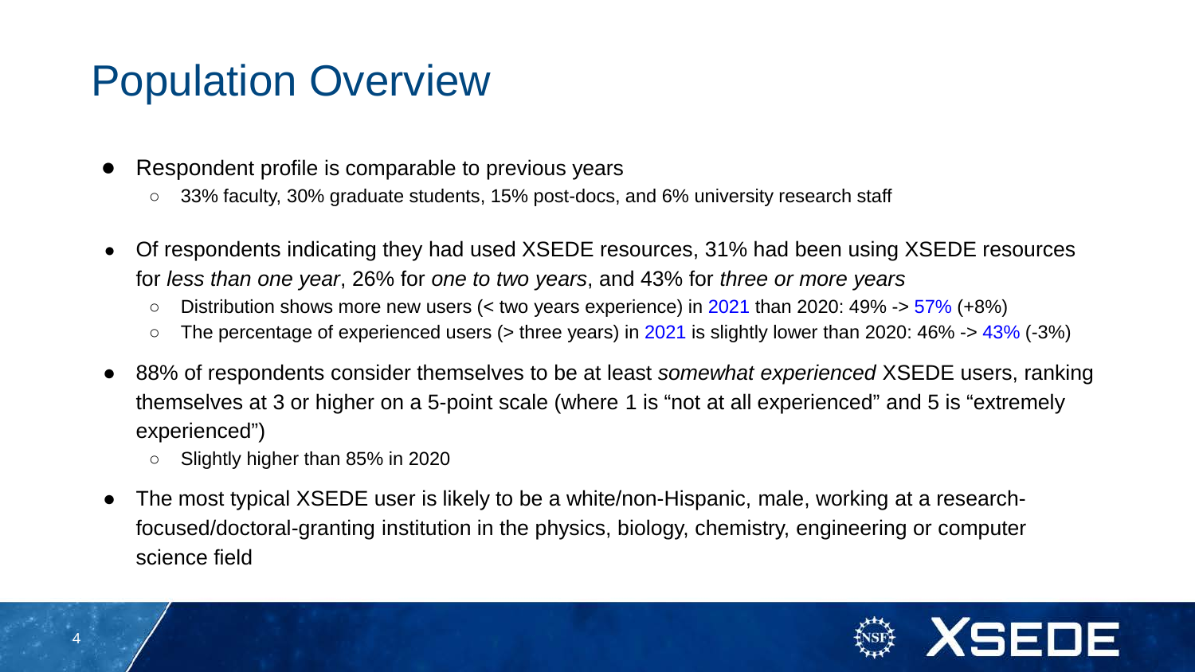# Population Overview

- Respondent profile is comparable to previous years
  - 33% faculty, 30% graduate students, 15% post-docs, and 6% university research staff
- Of respondents indicating they had used XSEDE resources, 31% had been using XSEDE resources for *less than one year*, 26% for *one to two years*, and 43% for *three or more years*
  - Distribution shows more new users (< two years experience) in 2021 than 2020: 49% -> 57% (+8%)
  - The percentage of experienced users (> three years) in 2021 is slightly lower than 2020: 46% -> 43% (-3%)
- 88% of respondents consider themselves to be at least *somewhat experienced* XSEDE users, ranking themselves at 3 or higher on a 5-point scale (where 1 is "not at all experienced" and 5 is "extremely experienced")
  - Slightly higher than 85% in 2020
- The most typical XSEDE user is likely to be a white/non-Hispanic, male, working at a research-focused/doctoral-granting institution in the physics, biology, chemistry, engineering or computer science field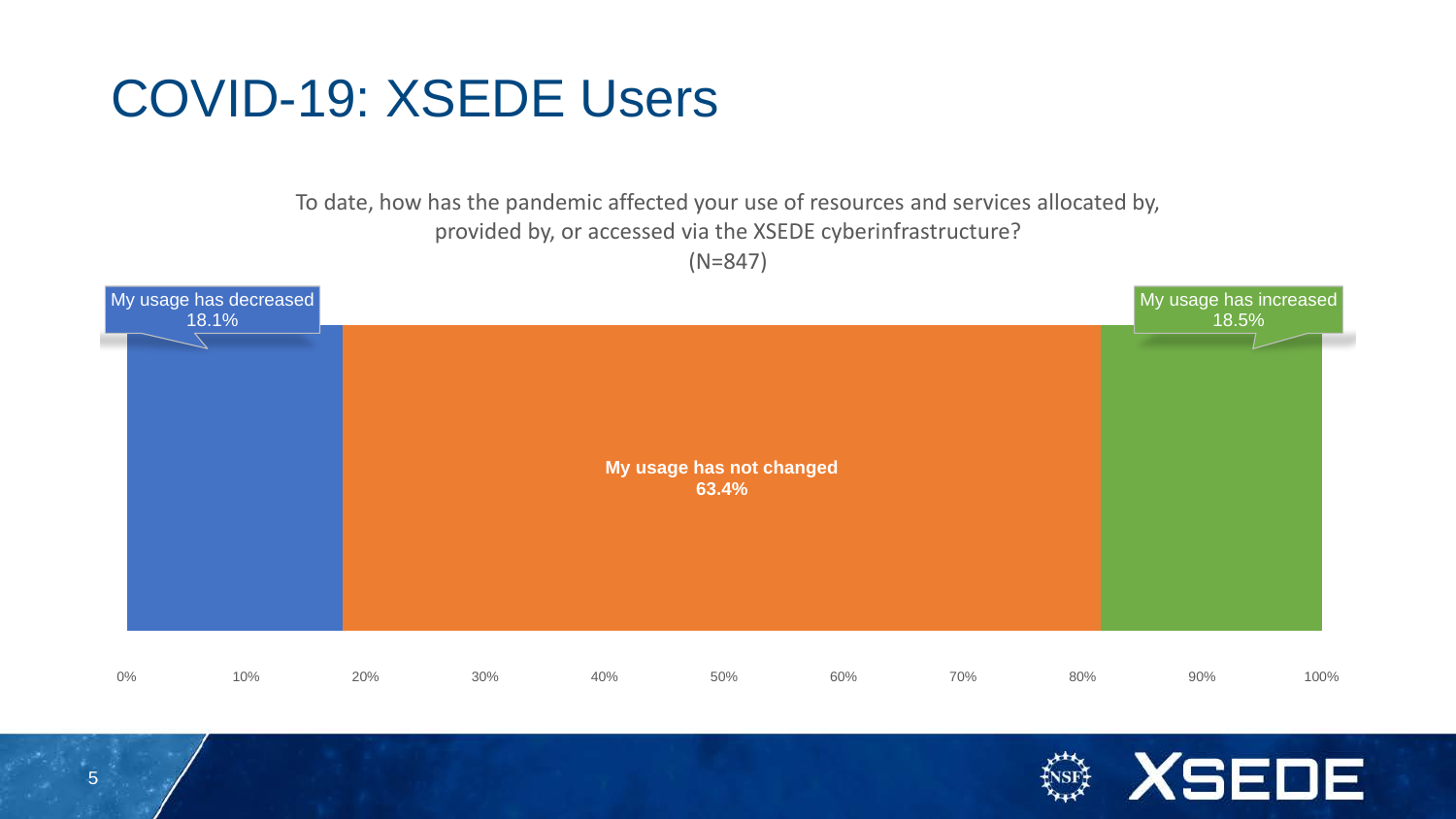# COVID-19: XSEDE Users

To date, how has the pandemic affected your use of resources and services allocated by, provided by, or accessed via the XSEDE cyberinfrastructure?
(N=847)

| Response | Percentage |
| --- | --- |
| My usage has decreased | 18.1% |
| My usage has not changed | 63.4% |
| My usage has increased | 18.5% |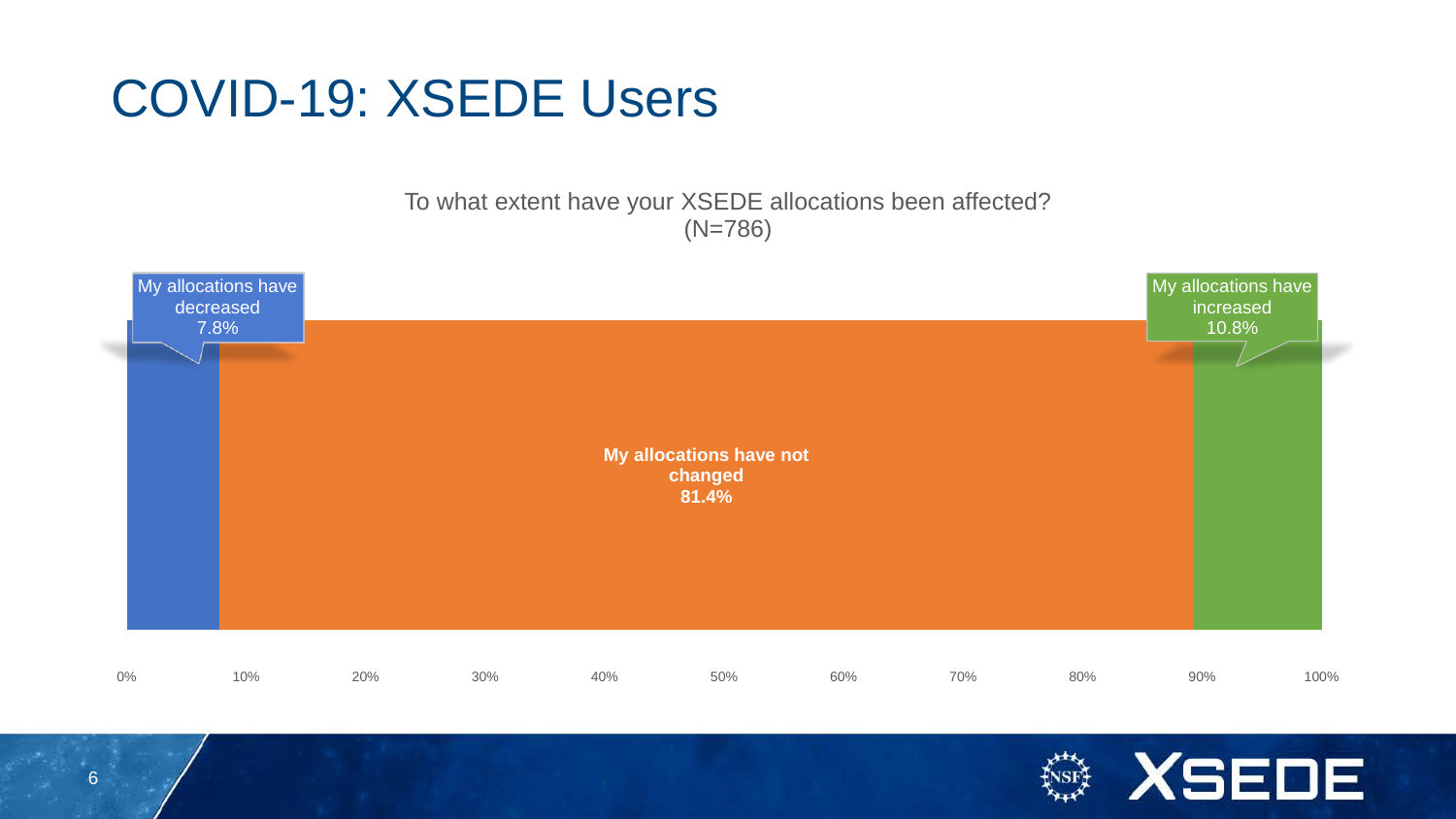# COVID-19: XSEDE Users

To what extent have your XSEDE allocations been affected? (N=786)

| Response | Percentage |
|---|---|
| My allocations have decreased | 7.8% |
| My allocations have not changed | 81.4% |
| My allocations have increased | 10.8% |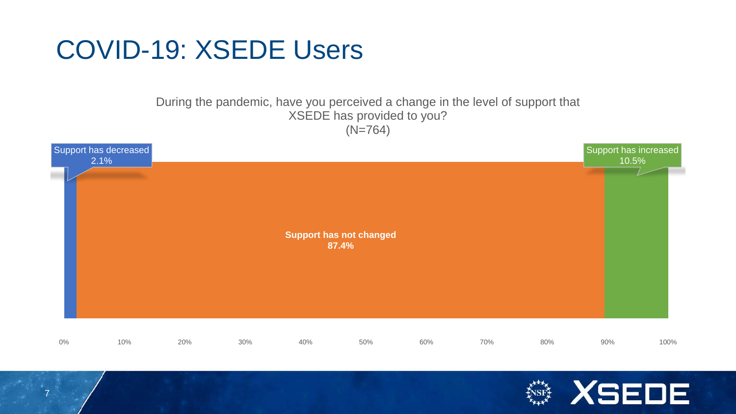# COVID-19: XSEDE Users

During the pandemic, have you perceived a change in the level of support that XSEDE has provided to you?
(N=764)

Support has decreased
2.1%

**Support has not changed**
**87.4%**

Support has increased
10.5%

0% 10% 20% 30% 40% 50% 60% 70% 80% 90% 100%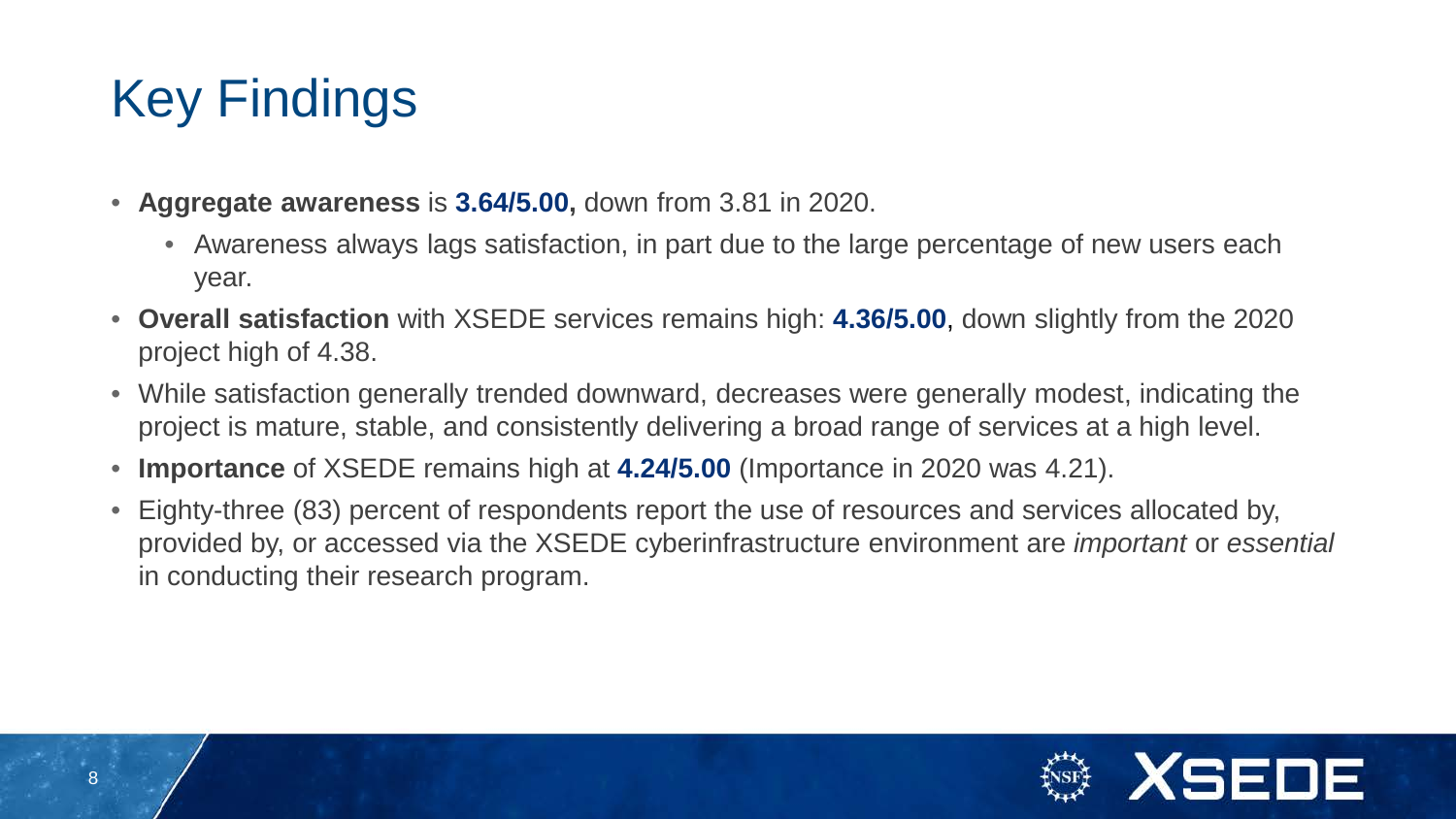# Key Findings

- **Aggregate awareness** is **3.64/5.00,** down from 3.81 in 2020.
  - Awareness always lags satisfaction, in part due to the large percentage of new users each year.
- **Overall satisfaction** with XSEDE services remains high: **4.36/5.00**, down slightly from the 2020 project high of 4.38.
- While satisfaction generally trended downward, decreases were generally modest, indicating the project is mature, stable, and consistently delivering a broad range of services at a high level.
- **Importance** of XSEDE remains high at **4.24/5.00** (Importance in 2020 was 4.21).
- Eighty-three (83) percent of respondents report the use of resources and services allocated by, provided by, or accessed via the XSEDE cyberinfrastructure environment are *important* or *essential* in conducting their research program.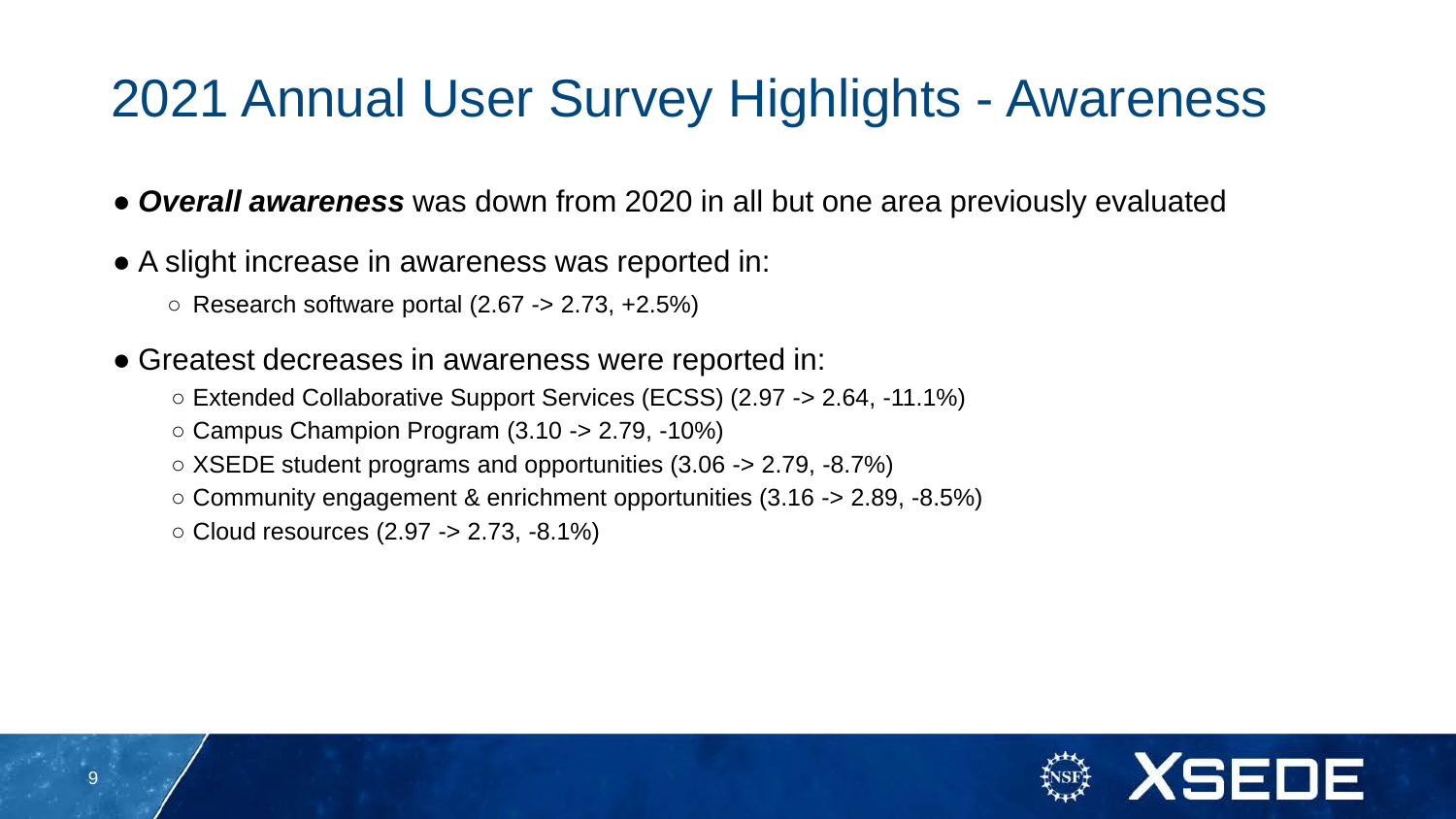# 2021 Annual User Survey Highlights - Awareness

- ***Overall awareness*** was down from 2020 in all but one area previously evaluated
- A slight increase in awareness was reported in:
  - Research software portal (2.67 -> 2.73, +2.5%)
- Greatest decreases in awareness were reported in:
  - Extended Collaborative Support Services (ECSS) (2.97 -> 2.64, -11.1%)
  - Campus Champion Program (3.10 -> 2.79, -10%)
  - XSEDE student programs and opportunities (3.06 -> 2.79, -8.7%)
  - Community engagement & enrichment opportunities (3.16 -> 2.89, -8.5%)
  - Cloud resources (2.97 -> 2.73, -8.1%)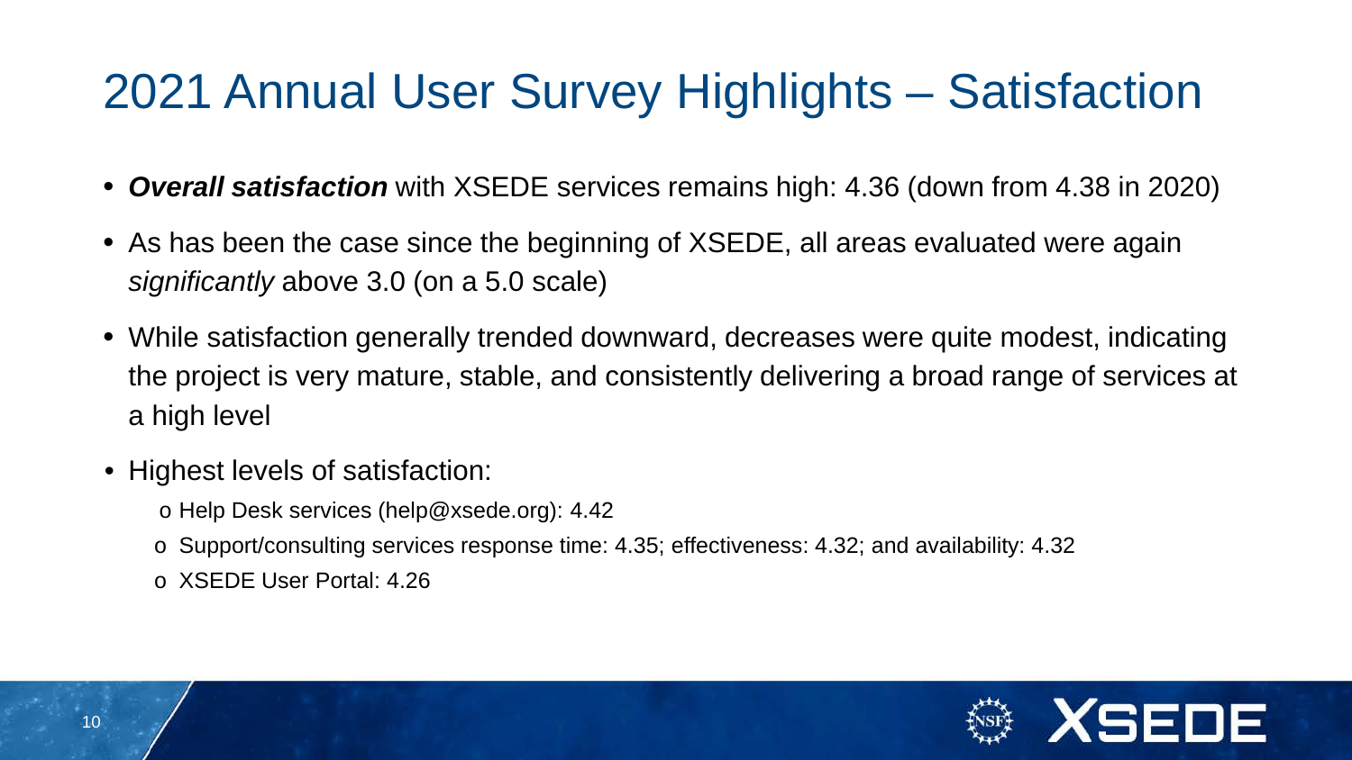# 2021 Annual User Survey Highlights – Satisfaction

- ***Overall satisfaction*** with XSEDE services remains high: 4.36 (down from 4.38 in 2020)
- As has been the case since the beginning of XSEDE, all areas evaluated were again *significantly* above 3.0 (on a 5.0 scale)
- While satisfaction generally trended downward, decreases were quite modest, indicating the project is very mature, stable, and consistently delivering a broad range of services at a high level
- Highest levels of satisfaction:
  - Help Desk services (help@xsede.org): 4.42
  - Support/consulting services response time: 4.35; effectiveness: 4.32; and availability: 4.32
  - XSEDE User Portal: 4.26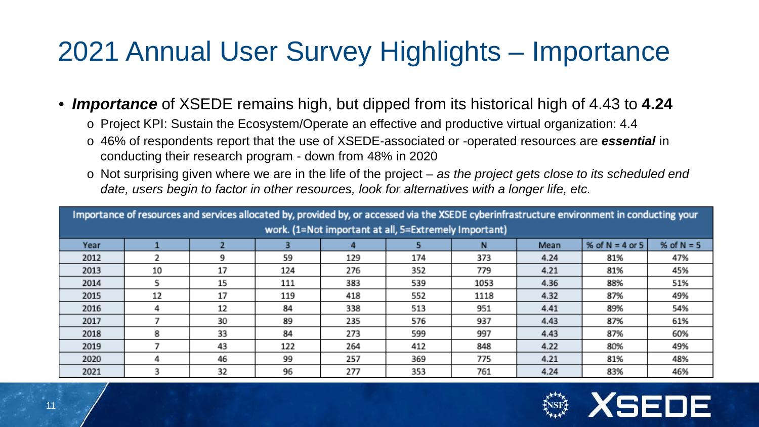# 2021 Annual User Survey Highlights – Importance

- ***Importance*** of XSEDE remains high, but dipped from its historical high of 4.43 to **4.24**
  - Project KPI: Sustain the Ecosystem/Operate an effective and productive virtual organization: 4.4
  - 46% of respondents report that the use of XSEDE-associated or -operated resources are ***essential*** in conducting their research program - down from 48% in 2020
  - Not surprising given where we are in the life of the project – *as the project gets close to its scheduled end date, users begin to factor in other resources, look for alternatives with a longer life, etc.*

Importance of resources and services allocated by, provided by, or accessed via the XSEDE cyberinfrastructure environment in conducting your work. (1=Not important at all, 5=Extremely Important)

| Year | 1 | 2 | 3 | 4 | 5 | N | Mean | % of N = 4 or 5 | % of N = 5 |
|---|---|---|---|---|---|---|---|---|---|
| 2012 | 2 | 9 | 59 | 129 | 174 | 373 | 4.24 | 81% | 47% |
| 2013 | 10 | 17 | 124 | 276 | 352 | 779 | 4.21 | 81% | 45% |
| 2014 | 5 | 15 | 111 | 383 | 539 | 1053 | 4.36 | 88% | 51% |
| 2015 | 12 | 17 | 119 | 418 | 552 | 1118 | 4.32 | 87% | 49% |
| 2016 | 4 | 12 | 84 | 338 | 513 | 951 | 4.41 | 89% | 54% |
| 2017 | 7 | 30 | 89 | 235 | 576 | 937 | 4.43 | 87% | 61% |
| 2018 | 8 | 33 | 84 | 273 | 599 | 997 | 4.43 | 87% | 60% |
| 2019 | 7 | 43 | 122 | 264 | 412 | 848 | 4.22 | 80% | 49% |
| 2020 | 4 | 46 | 99 | 257 | 369 | 775 | 4.21 | 81% | 48% |
| 2021 | 3 | 32 | 96 | 277 | 353 | 761 | 4.24 | 83% | 46% |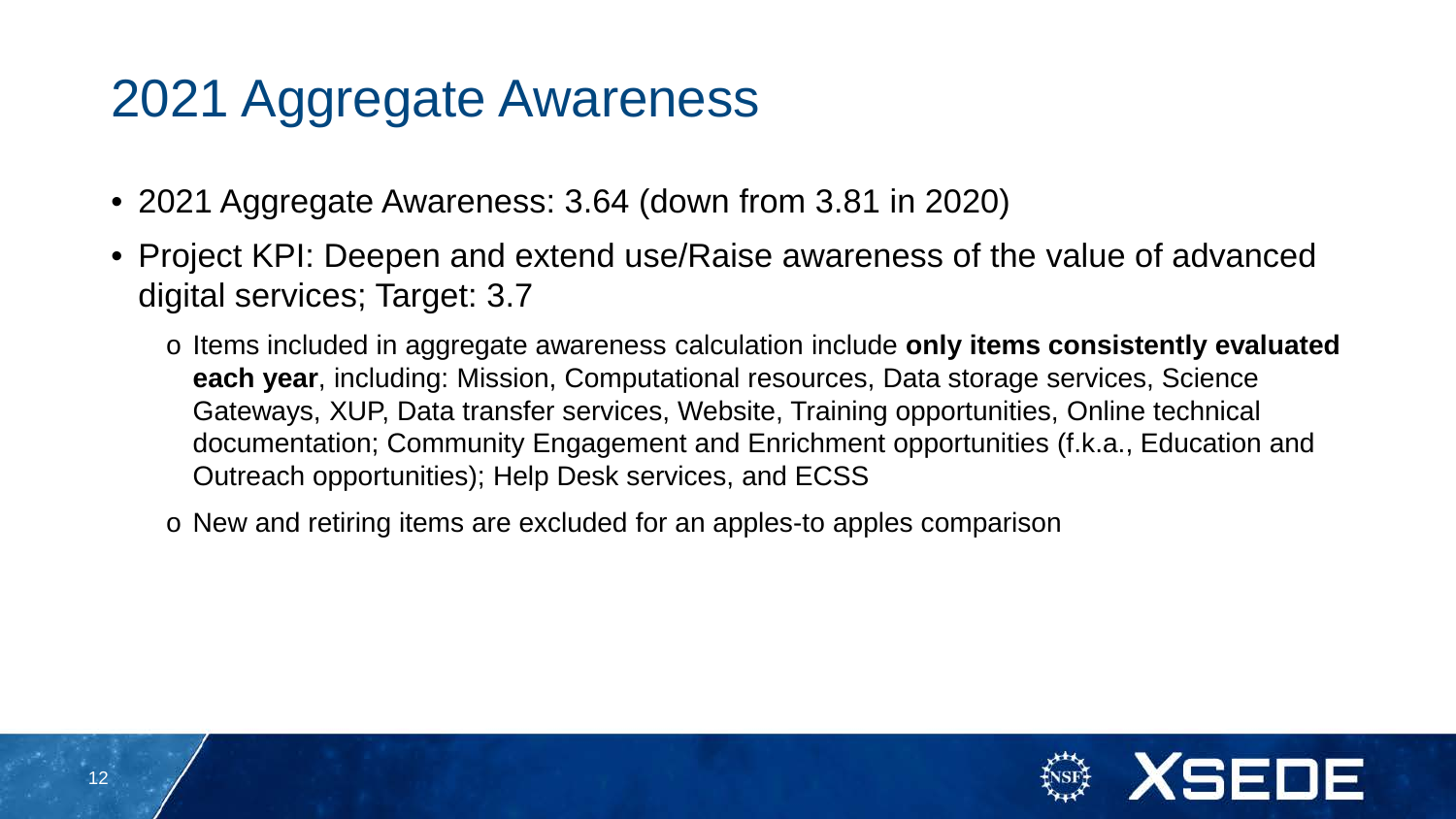# 2021 Aggregate Awareness

- 2021 Aggregate Awareness: 3.64 (down from 3.81 in 2020)
- Project KPI: Deepen and extend use/Raise awareness of the value of advanced digital services; Target: 3.7
  - Items included in aggregate awareness calculation include **only items consistently evaluated each year**, including: Mission, Computational resources, Data storage services, Science Gateways, XUP, Data transfer services, Website, Training opportunities, Online technical documentation; Community Engagement and Enrichment opportunities (f.k.a., Education and Outreach opportunities); Help Desk services, and ECSS
  - New and retiring items are excluded for an apples-to apples comparison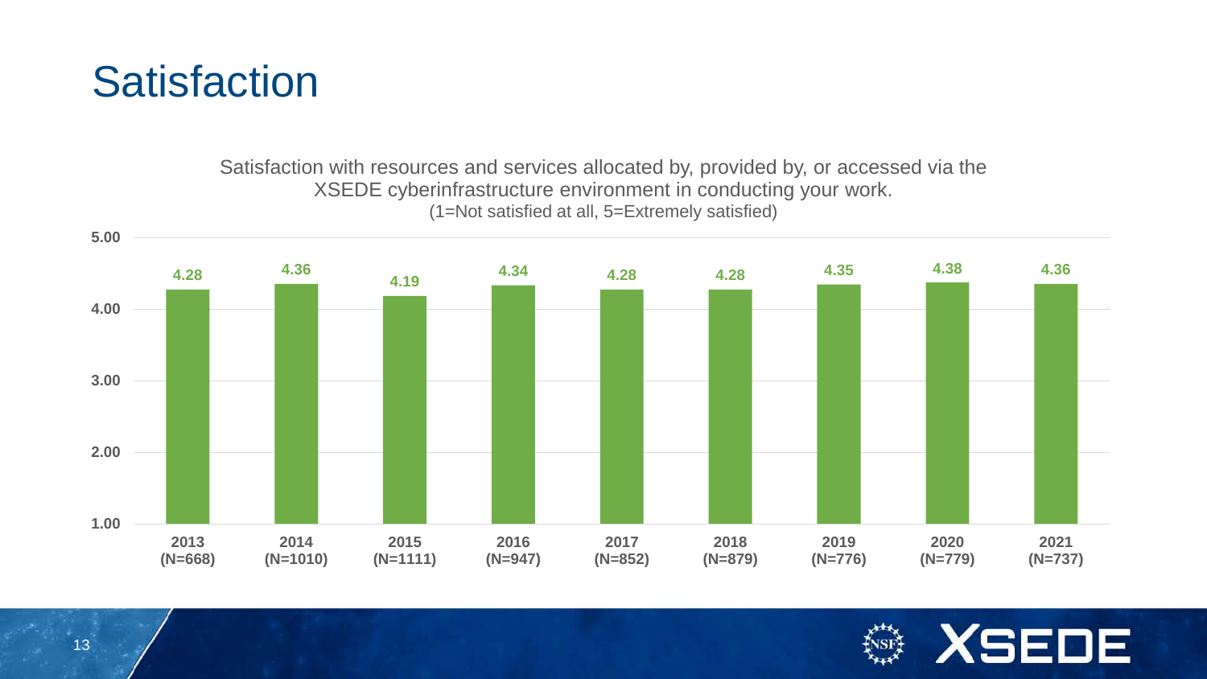# Satisfaction

Satisfaction with resources and services allocated by, provided by, or accessed via the XSEDE cyberinfrastructure environment in conducting your work.
(1=Not satisfied at all, 5=Extremely satisfied)

| Year | N | Satisfaction |
|---|---|---|
| 2013 | 668 | 4.28 |
| 2014 | 1010 | 4.36 |
| 2015 | 1111 | 4.19 |
| 2016 | 947 | 4.34 |
| 2017 | 852 | 4.28 |
| 2018 | 879 | 4.28 |
| 2019 | 776 | 4.35 |
| 2020 | 779 | 4.38 |
| 2021 | 737 | 4.36 |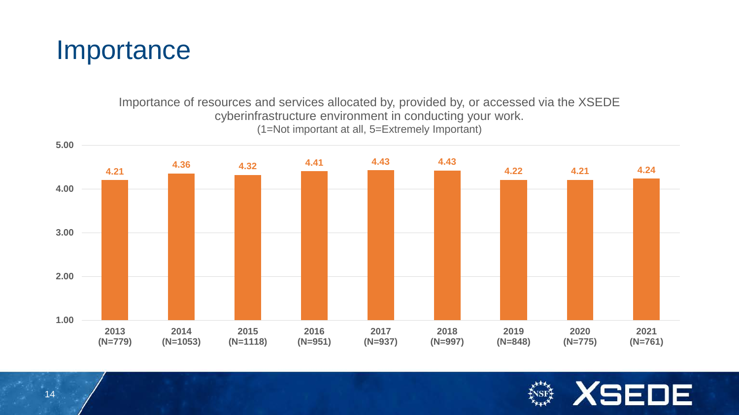# Importance

Importance of resources and services allocated by, provided by, or accessed via the XSEDE cyberinfrastructure environment in conducting your work.
(1=Not important at all, 5=Extremely Important)

| Year | Mean |
| --- | --- |
| 2013 (N=779) | 4.21 |
| 2014 (N=1053) | 4.36 |
| 2015 (N=1118) | 4.32 |
| 2016 (N=951) | 4.41 |
| 2017 (N=937) | 4.43 |
| 2018 (N=997) | 4.43 |
| 2019 (N=848) | 4.22 |
| 2020 (N=775) | 4.21 |
| 2021 (N=761) | 4.24 |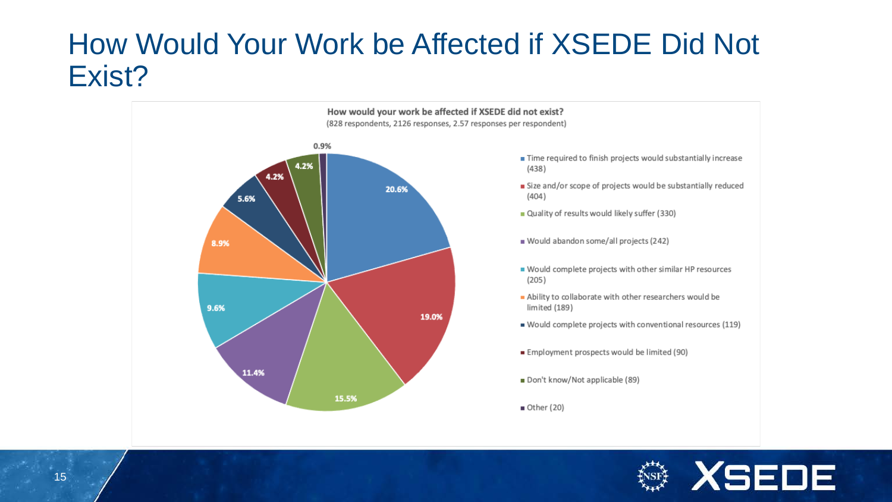# How Would Your Work be Affected if XSEDE Did Not Exist?

**How would your work be affected if XSEDE did not exist?**

(828 respondents, 2126 responses, 2.57 responses per respondent)

| Response | Count | Percentage |
| --- | --- | --- |
| Time required to finish projects would substantially increase | 438 | 20.6% |
| Size and/or scope of projects would be substantially reduced | 404 | 19.0% |
| Quality of results would likely suffer | 330 | 15.5% |
| Would abandon some/all projects | 242 | 11.4% |
| Would complete projects with other similar HP resources | 205 | 9.6% |
| Ability to collaborate with other researchers would be limited | 189 | 8.9% |
| Would complete projects with conventional resources | 119 | 5.6% |
| Employment prospects would be limited | 90 | 4.2% |
| Don't know/Not applicable | 89 | 4.2% |
| Other | 20 | 0.9% |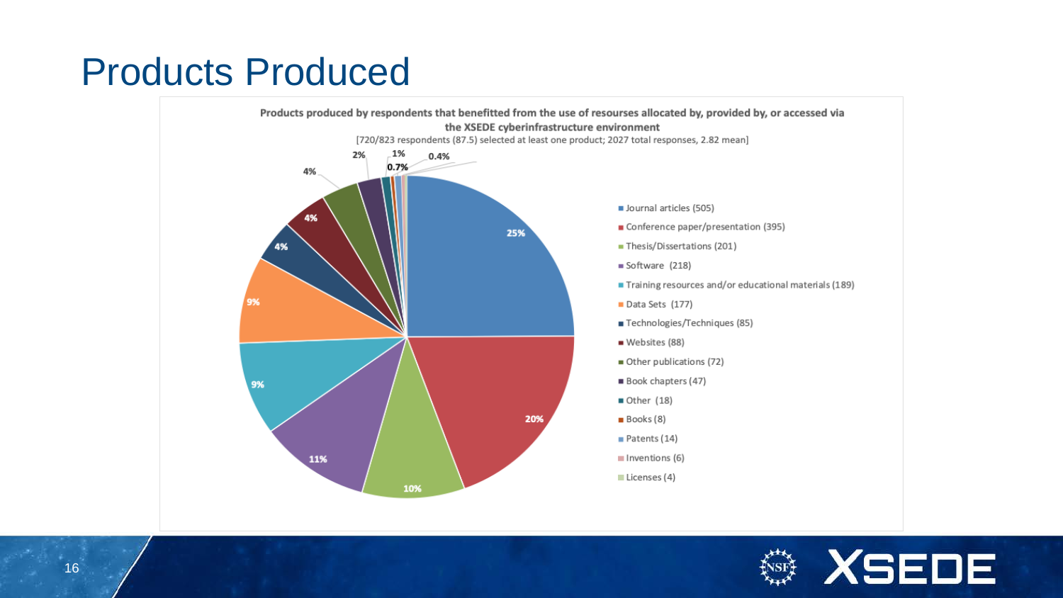# Products Produced

**Products produced by respondents that benefitted from the use of resourses allocated by, provided by, or accessed via the XSEDE cyberinfrastructure environment**

[720/823 respondents (87.5) selected at least one product; 2027 total responses, 2.82 mean]

| Product | Count | Percent |
|---|---|---|
| Journal articles | 505 | 25% |
| Conference paper/presentation | 395 | 20% |
| Thesis/Dissertations | 201 | 10% |
| Software | 218 | 11% |
| Training resources and/or educational materials | 189 | 9% |
| Data Sets | 177 | 9% |
| Technologies/Techniques | 85 | 4% |
| Websites | 88 | 4% |
| Other publications | 72 | 4% |
| Book chapters | 47 | 2% |
| Other | 18 | 1% |
| Books | 8 | 0.4% |
| Patents | 14 | 0.7% |
| Inventions | 6 | |
| Licenses | 4 | |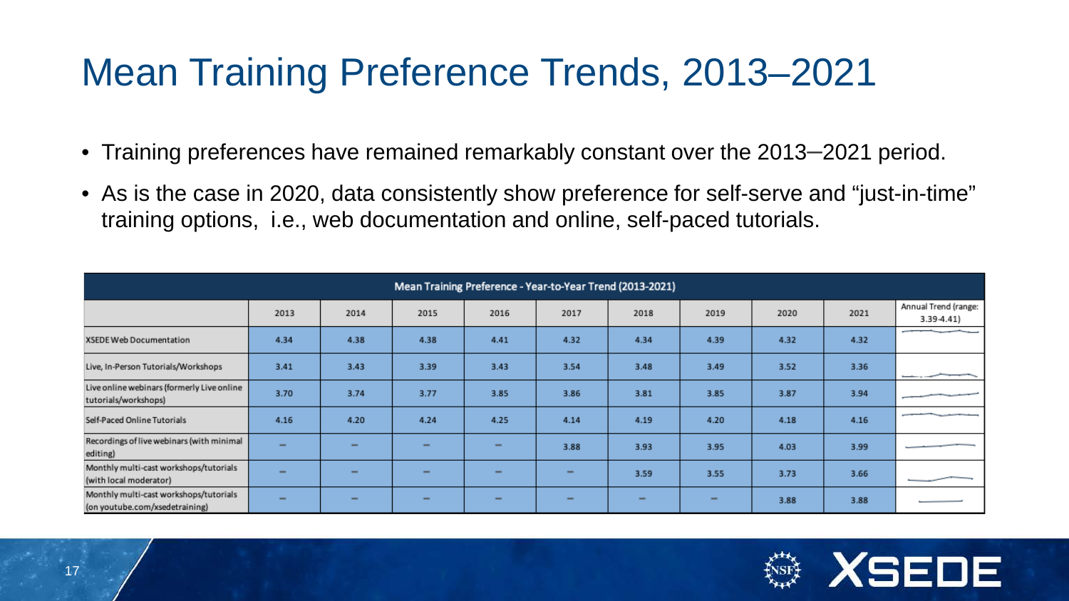# Mean Training Preference Trends, 2013–2021

- Training preferences have remained remarkably constant over the 2013–2021 period.
- As is the case in 2020, data consistently show preference for self-serve and "just-in-time" training options, i.e., web documentation and online, self-paced tutorials.

| Mean Training Preference - Year-to-Year Trend (2013-2021) | | | | | | | | | | |
|---|---|---|---|---|---|---|---|---|---|---|
| | 2013 | 2014 | 2015 | 2016 | 2017 | 2018 | 2019 | 2020 | 2021 | Annual Trend (range: 3.39-4.41) |
| XSEDE Web Documentation | 4.34 | 4.38 | 4.38 | 4.41 | 4.32 | 4.34 | 4.39 | 4.32 | 4.32 | |
| Live, In-Person Tutorials/Workshops | 3.41 | 3.43 | 3.39 | 3.43 | 3.54 | 3.48 | 3.49 | 3.52 | 3.36 | |
| Live online webinars (formerly Live online tutorials/workshops) | 3.70 | 3.74 | 3.77 | 3.85 | 3.86 | 3.81 | 3.85 | 3.87 | 3.94 | |
| Self-Paced Online Tutorials | 4.16 | 4.20 | 4.24 | 4.25 | 4.14 | 4.19 | 4.20 | 4.18 | 4.16 | |
| Recordings of live webinars (with minimal editing) | – | – | – | – | 3.88 | 3.93 | 3.95 | 4.03 | 3.99 | |
| Monthly multi-cast workshops/tutorials (with local moderator) | – | – | – | – | – | 3.59 | 3.55 | 3.73 | 3.66 | |
| Monthly multi-cast workshops/tutorials (on youtube.com/xsedetraining) | – | – | – | – | – | – | – | 3.88 | 3.88 | |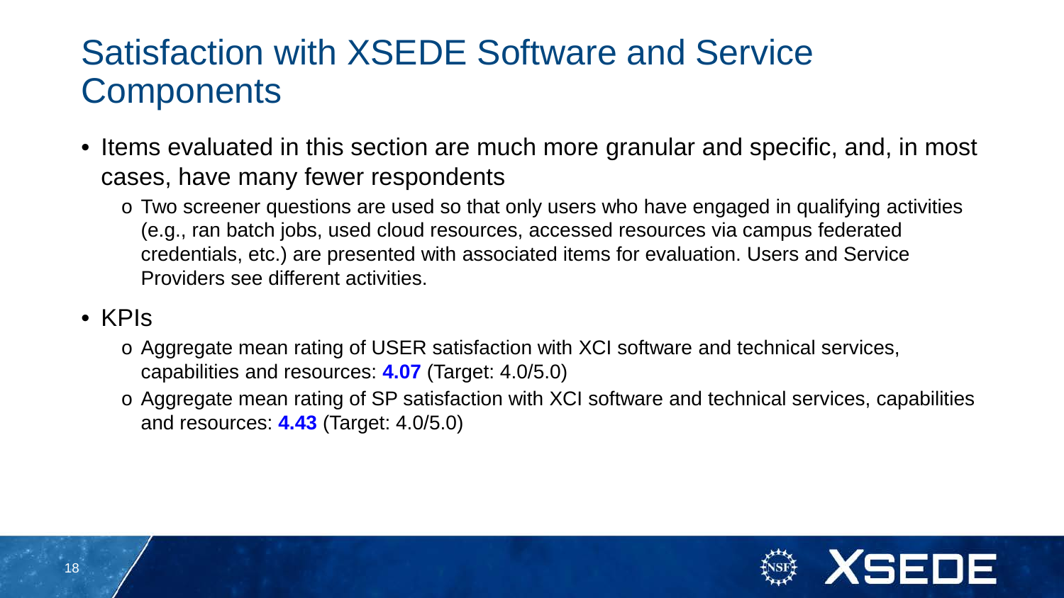# Satisfaction with XSEDE Software and Service Components

- Items evaluated in this section are much more granular and specific, and, in most cases, have many fewer respondents
  - Two screener questions are used so that only users who have engaged in qualifying activities (e.g., ran batch jobs, used cloud resources, accessed resources via campus federated credentials, etc.) are presented with associated items for evaluation. Users and Service Providers see different activities.
- KPIs
  - Aggregate mean rating of USER satisfaction with XCI software and technical services, capabilities and resources: **4.07** (Target: 4.0/5.0)
  - Aggregate mean rating of SP satisfaction with XCI software and technical services, capabilities and resources: **4.43** (Target: 4.0/5.0)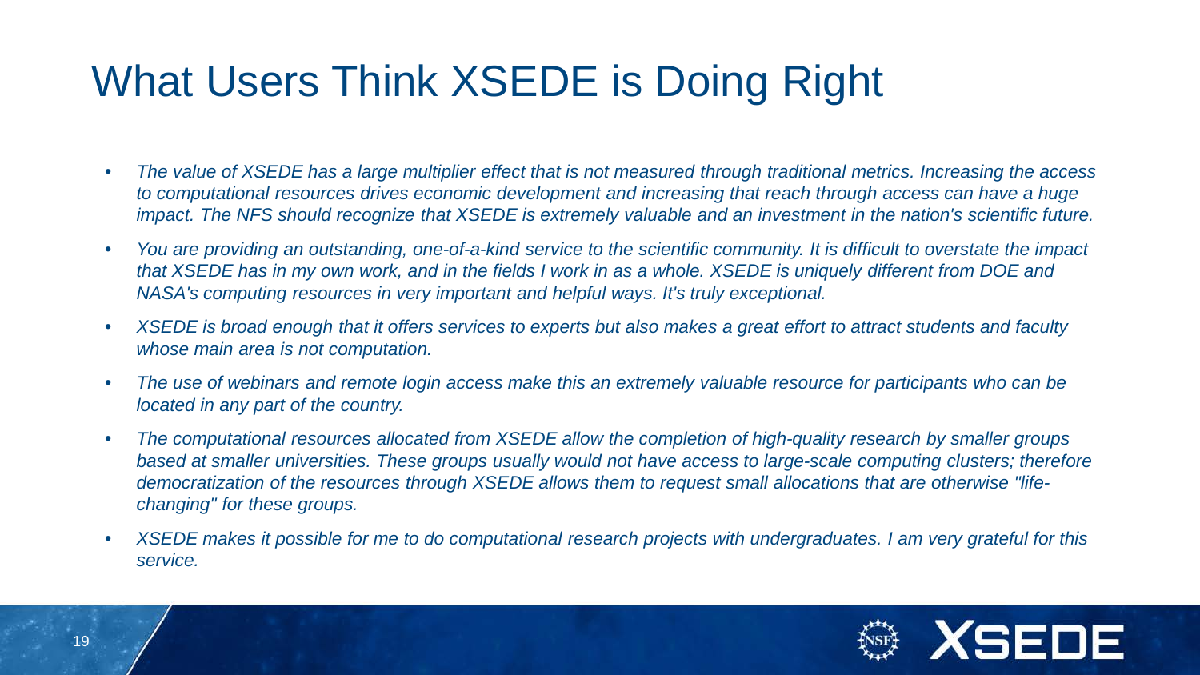# What Users Think XSEDE is Doing Right

- *The value of XSEDE has a large multiplier effect that is not measured through traditional metrics. Increasing the access to computational resources drives economic development and increasing that reach through access can have a huge impact. The NFS should recognize that XSEDE is extremely valuable and an investment in the nation's scientific future.*
- *You are providing an outstanding, one-of-a-kind service to the scientific community. It is difficult to overstate the impact that XSEDE has in my own work, and in the fields I work in as a whole. XSEDE is uniquely different from DOE and NASA's computing resources in very important and helpful ways. It's truly exceptional.*
- *XSEDE is broad enough that it offers services to experts but also makes a great effort to attract students and faculty whose main area is not computation.*
- *The use of webinars and remote login access make this an extremely valuable resource for participants who can be located in any part of the country.*
- *The computational resources allocated from XSEDE allow the completion of high-quality research by smaller groups based at smaller universities. These groups usually would not have access to large-scale computing clusters; therefore democratization of the resources through XSEDE allows them to request small allocations that are otherwise "life-changing" for these groups.*
- *XSEDE makes it possible for me to do computational research projects with undergraduates. I am very grateful for this service.*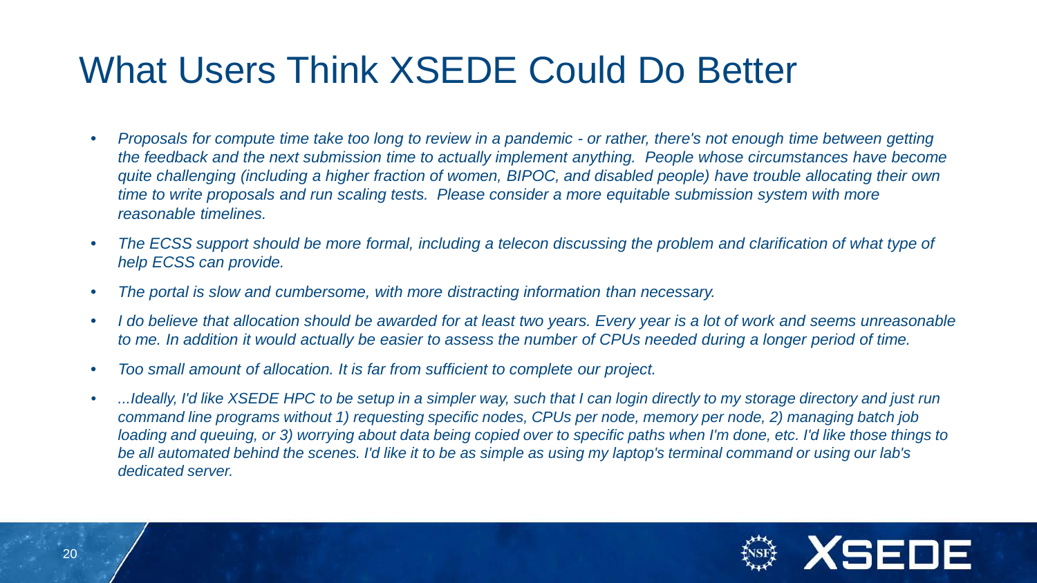# What Users Think XSEDE Could Do Better

- *Proposals for compute time take too long to review in a pandemic - or rather, there's not enough time between getting the feedback and the next submission time to actually implement anything. People whose circumstances have become quite challenging (including a higher fraction of women, BIPOC, and disabled people) have trouble allocating their own time to write proposals and run scaling tests. Please consider a more equitable submission system with more reasonable timelines.*
- *The ECSS support should be more formal, including a telecon discussing the problem and clarification of what type of help ECSS can provide.*
- *The portal is slow and cumbersome, with more distracting information than necessary.*
- *I do believe that allocation should be awarded for at least two years. Every year is a lot of work and seems unreasonable to me. In addition it would actually be easier to assess the number of CPUs needed during a longer period of time.*
- *Too small amount of allocation. It is far from sufficient to complete our project.*
- *...Ideally, I'd like XSEDE HPC to be setup in a simpler way, such that I can login directly to my storage directory and just run command line programs without 1) requesting specific nodes, CPUs per node, memory per node, 2) managing batch job loading and queuing, or 3) worrying about data being copied over to specific paths when I'm done, etc. I'd like those things to be all automated behind the scenes. I'd like it to be as simple as using my laptop's terminal command or using our lab's dedicated server.*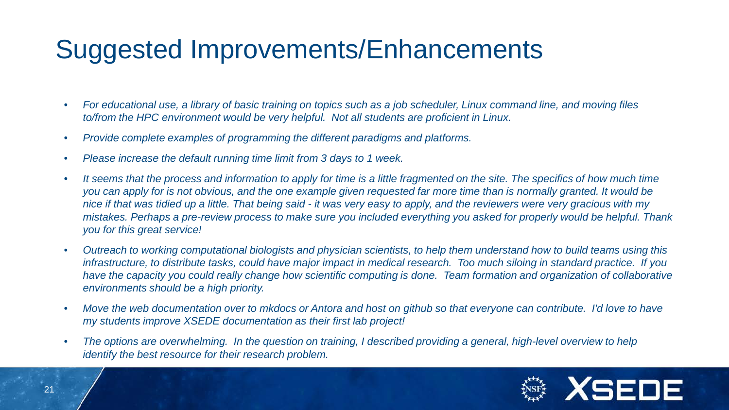# Suggested Improvements/Enhancements

- *For educational use, a library of basic training on topics such as a job scheduler, Linux command line, and moving files to/from the HPC environment would be very helpful. Not all students are proficient in Linux.*
- *Provide complete examples of programming the different paradigms and platforms.*
- *Please increase the default running time limit from 3 days to 1 week.*
- *It seems that the process and information to apply for time is a little fragmented on the site. The specifics of how much time you can apply for is not obvious, and the one example given requested far more time than is normally granted. It would be nice if that was tidied up a little. That being said - it was very easy to apply, and the reviewers were very gracious with my mistakes. Perhaps a pre-review process to make sure you included everything you asked for properly would be helpful. Thank you for this great service!*
- *Outreach to working computational biologists and physician scientists, to help them understand how to build teams using this infrastructure, to distribute tasks, could have major impact in medical research. Too much siloing in standard practice. If you have the capacity you could really change how scientific computing is done. Team formation and organization of collaborative environments should be a high priority.*
- *Move the web documentation over to mkdocs or Antora and host on github so that everyone can contribute. I'd love to have my students improve XSEDE documentation as their first lab project!*
- *The options are overwhelming. In the question on training, I described providing a general, high-level overview to help identify the best resource for their research problem.*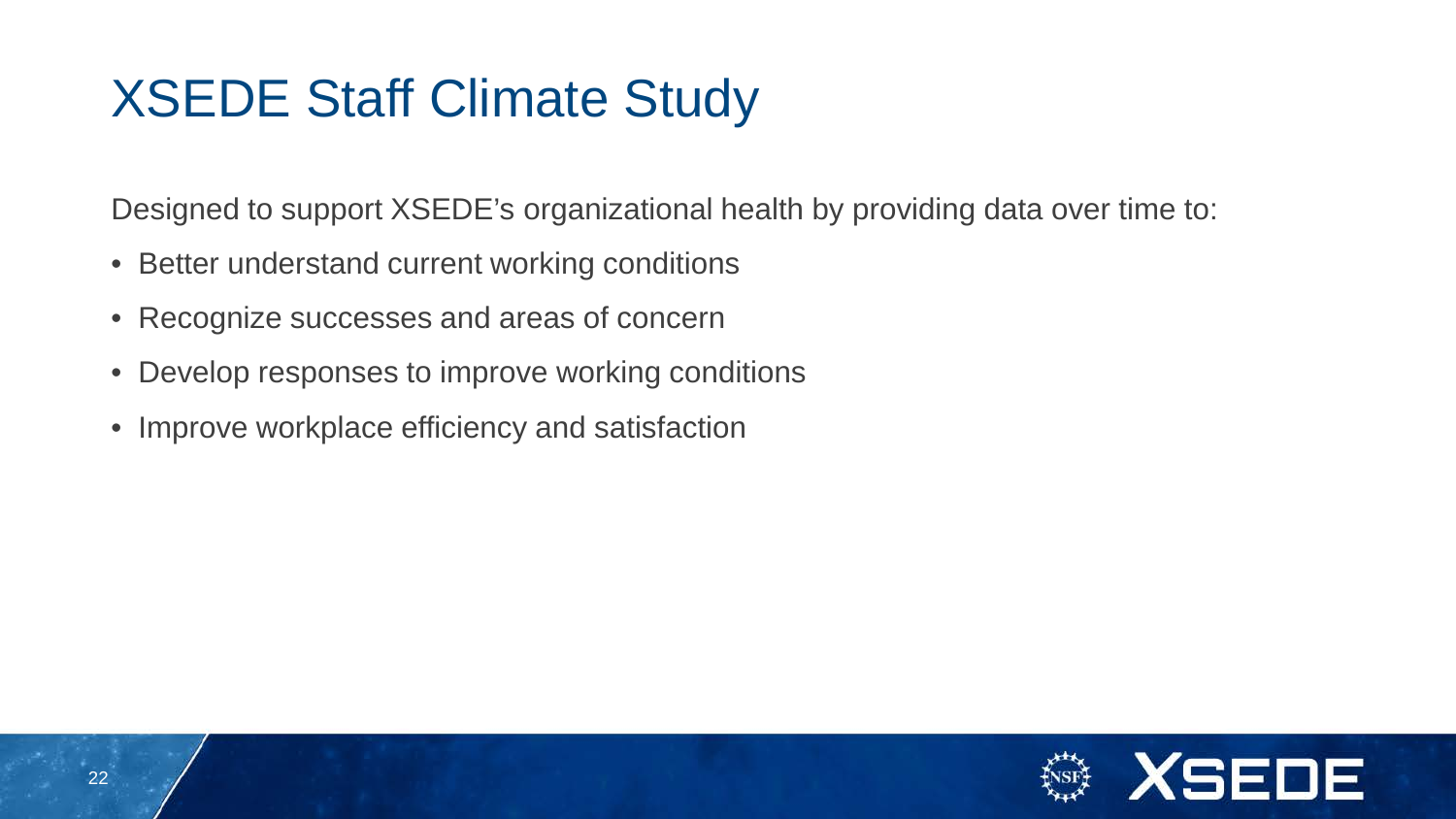# XSEDE Staff Climate Study

Designed to support XSEDE's organizational health by providing data over time to:

- Better understand current working conditions
- Recognize successes and areas of concern
- Develop responses to improve working conditions
- Improve workplace efficiency and satisfaction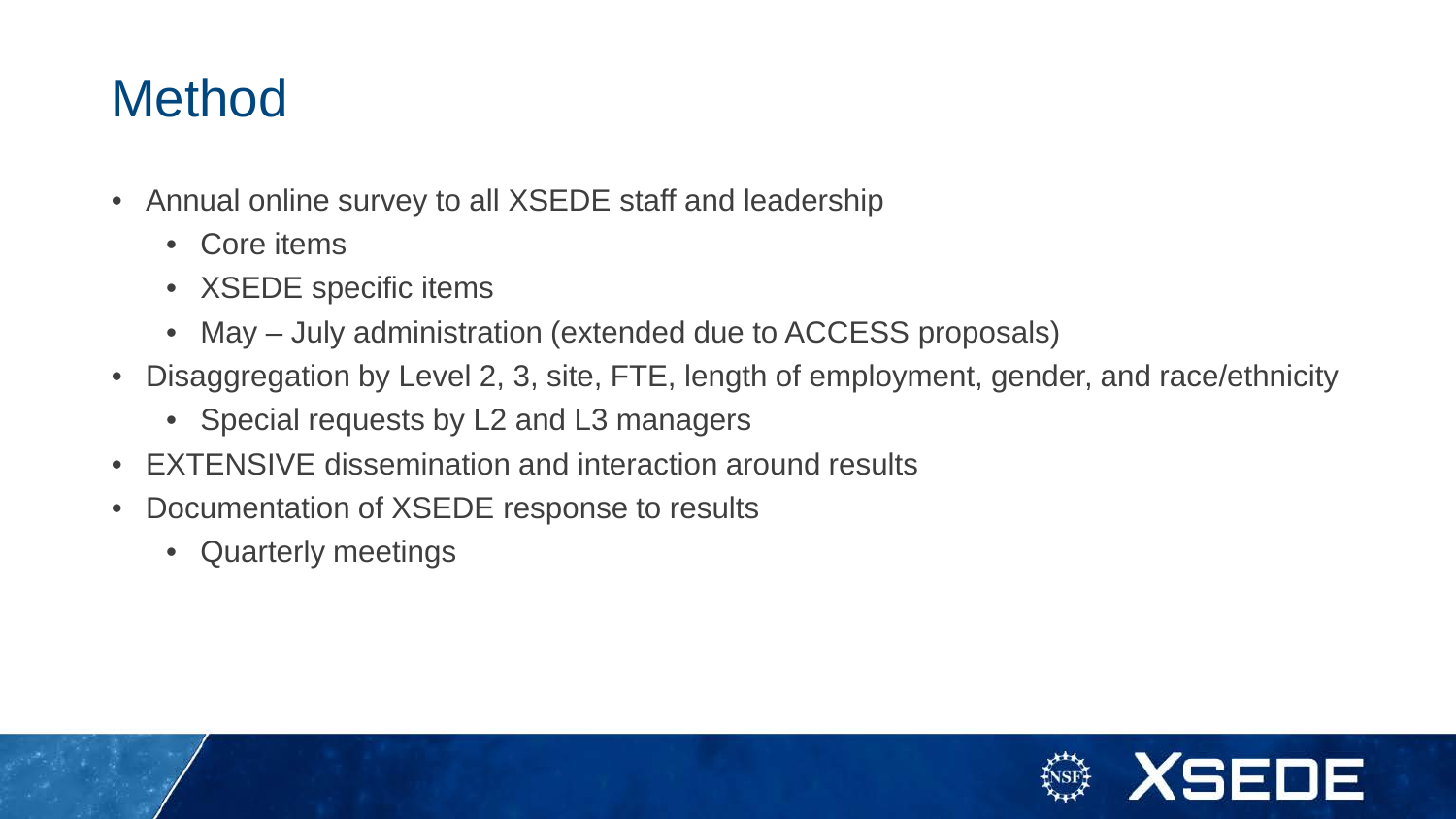# Method

- Annual online survey to all XSEDE staff and leadership
  - Core items
  - XSEDE specific items
  - May – July administration (extended due to ACCESS proposals)
- Disaggregation by Level 2, 3, site, FTE, length of employment, gender, and race/ethnicity
  - Special requests by L2 and L3 managers
- EXTENSIVE dissemination and interaction around results
- Documentation of XSEDE response to results
  - Quarterly meetings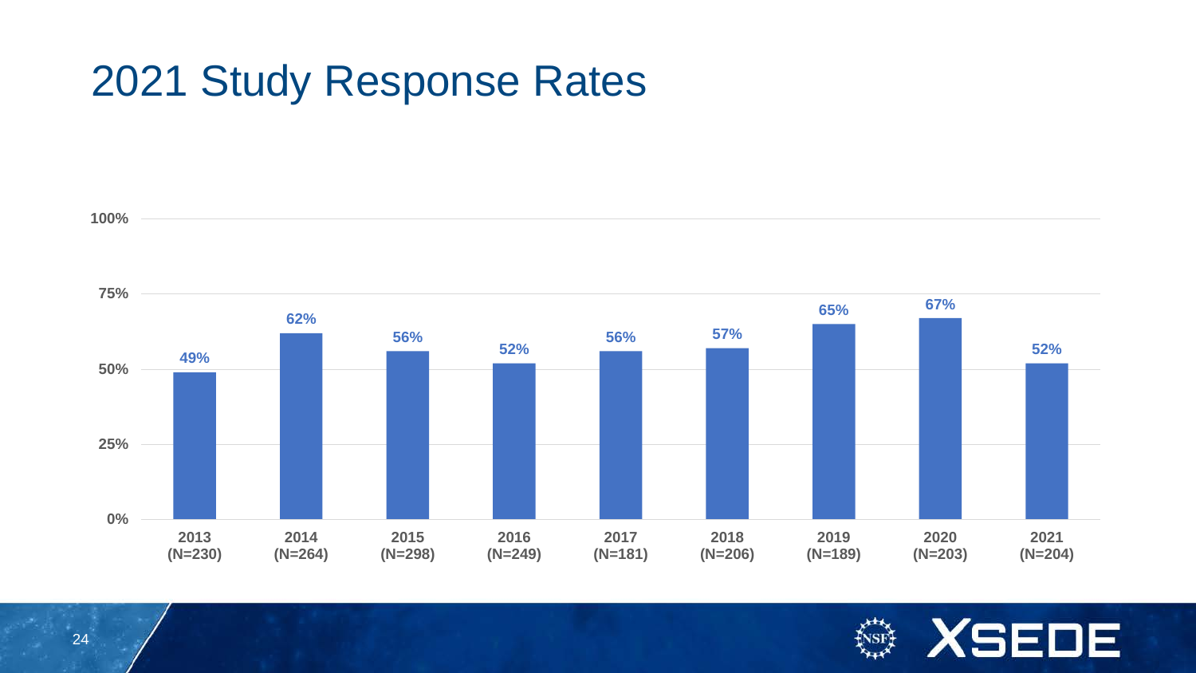# 2021 Study Response Rates

| Year | Response Rate |
|---|---|
| 2013 (N=230) | 49% |
| 2014 (N=264) | 62% |
| 2015 (N=298) | 56% |
| 2016 (N=249) | 52% |
| 2017 (N=181) | 56% |
| 2018 (N=206) | 57% |
| 2019 (N=189) | 65% |
| 2020 (N=203) | 67% |
| 2021 (N=204) | 52% |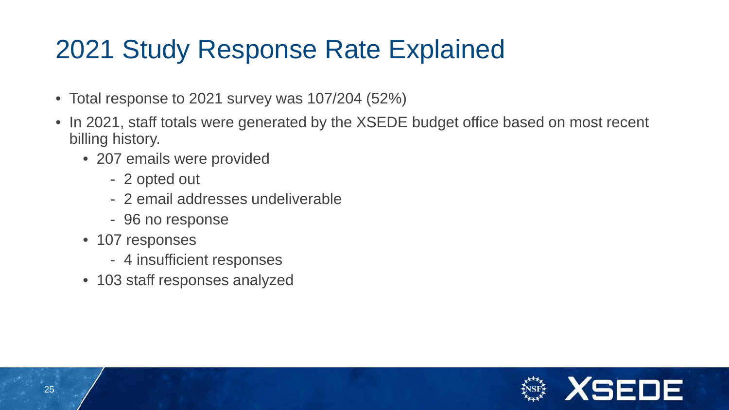# 2021 Study Response Rate Explained

- Total response to 2021 survey was 107/204 (52%)
- In 2021, staff totals were generated by the XSEDE budget office based on most recent billing history.
  - 207 emails were provided
    - 2 opted out
    - 2 email addresses undeliverable
    - 96 no response
  - 107 responses
    - 4 insufficient responses
  - 103 staff responses analyzed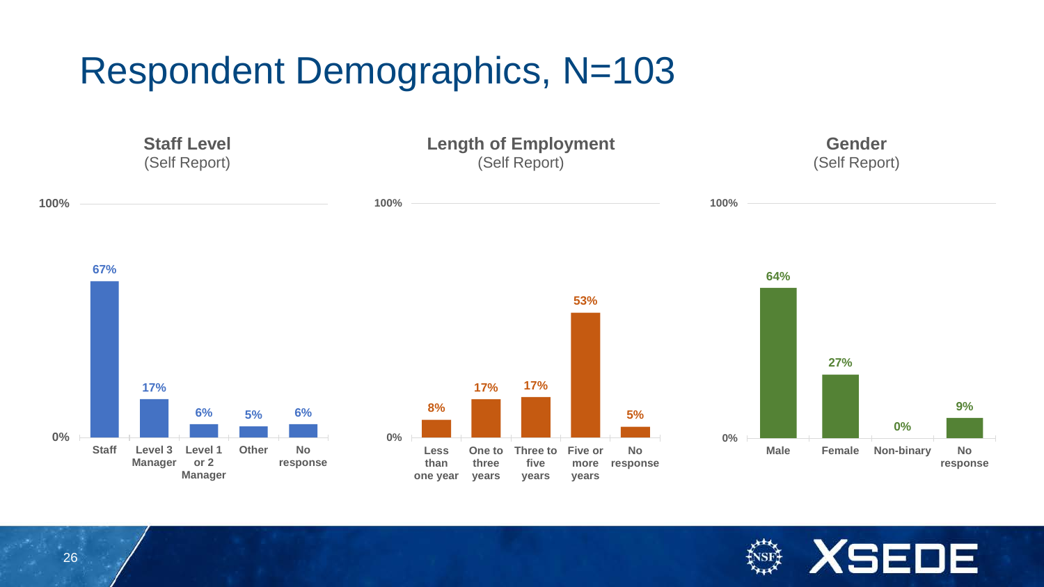# Respondent Demographics, N=103

### Staff Level
(Self Report)

| Staff Level | Percent |
| --- | --- |
| Staff | 67% |
| Level 3 Manager | 17% |
| Level 1 or 2 Manager | 6% |
| Other | 5% |
| No response | 6% |

### Length of Employment
(Self Report)

| Length of Employment | Percent |
| --- | --- |
| Less than one year | 8% |
| One to three years | 17% |
| Three to five years | 17% |
| Five or more years | 53% |
| No response | 5% |

### Gender
(Self Report)

| Gender | Percent |
| --- | --- |
| Male | 64% |
| Female | 27% |
| Non-binary | 0% |
| No response | 9% |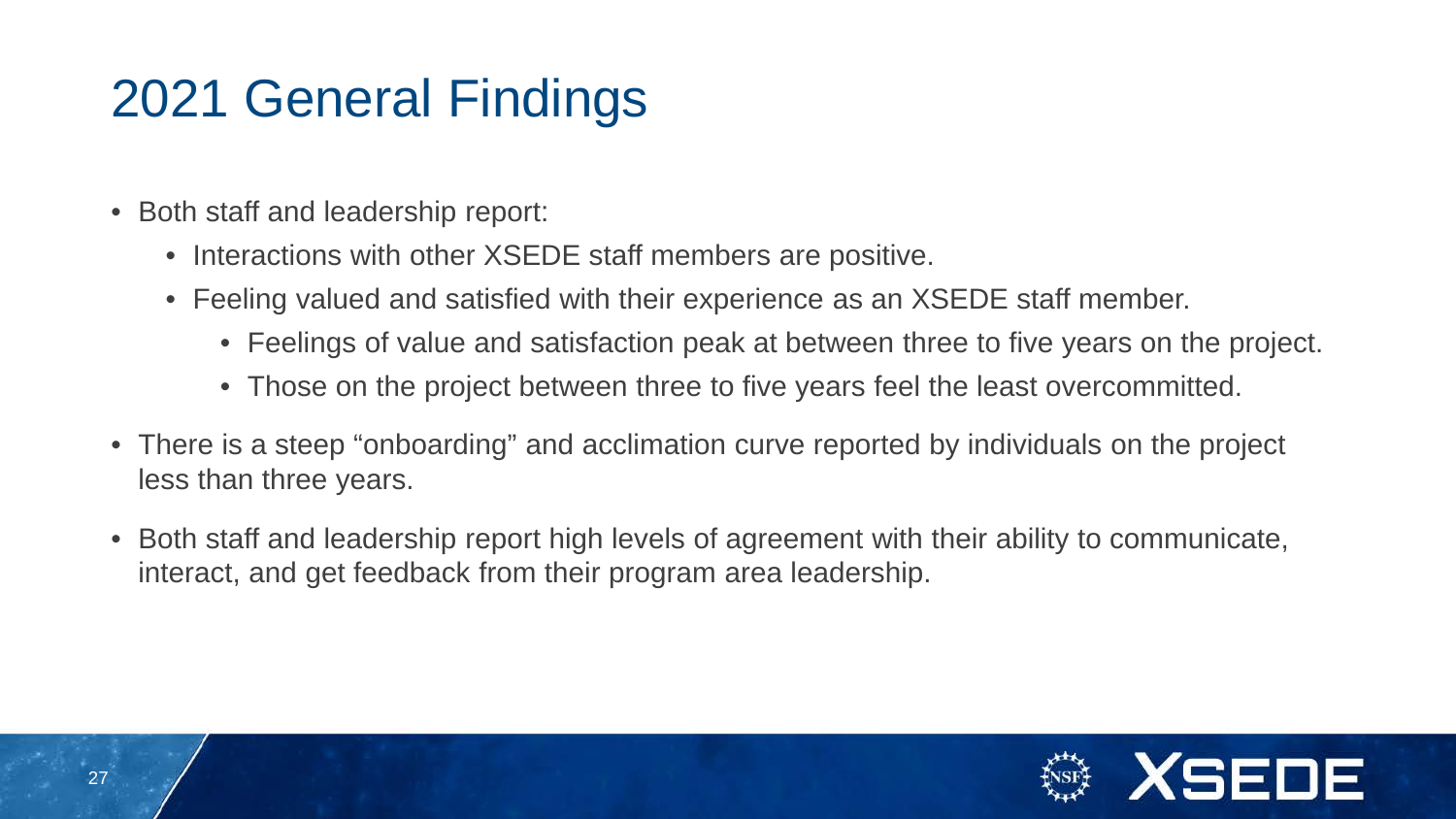# 2021 General Findings

- Both staff and leadership report:
  - Interactions with other XSEDE staff members are positive.
  - Feeling valued and satisfied with their experience as an XSEDE staff member.
    - Feelings of value and satisfaction peak at between three to five years on the project.
    - Those on the project between three to five years feel the least overcommitted.
- There is a steep “onboarding” and acclimation curve reported by individuals on the project less than three years.
- Both staff and leadership report high levels of agreement with their ability to communicate, interact, and get feedback from their program area leadership.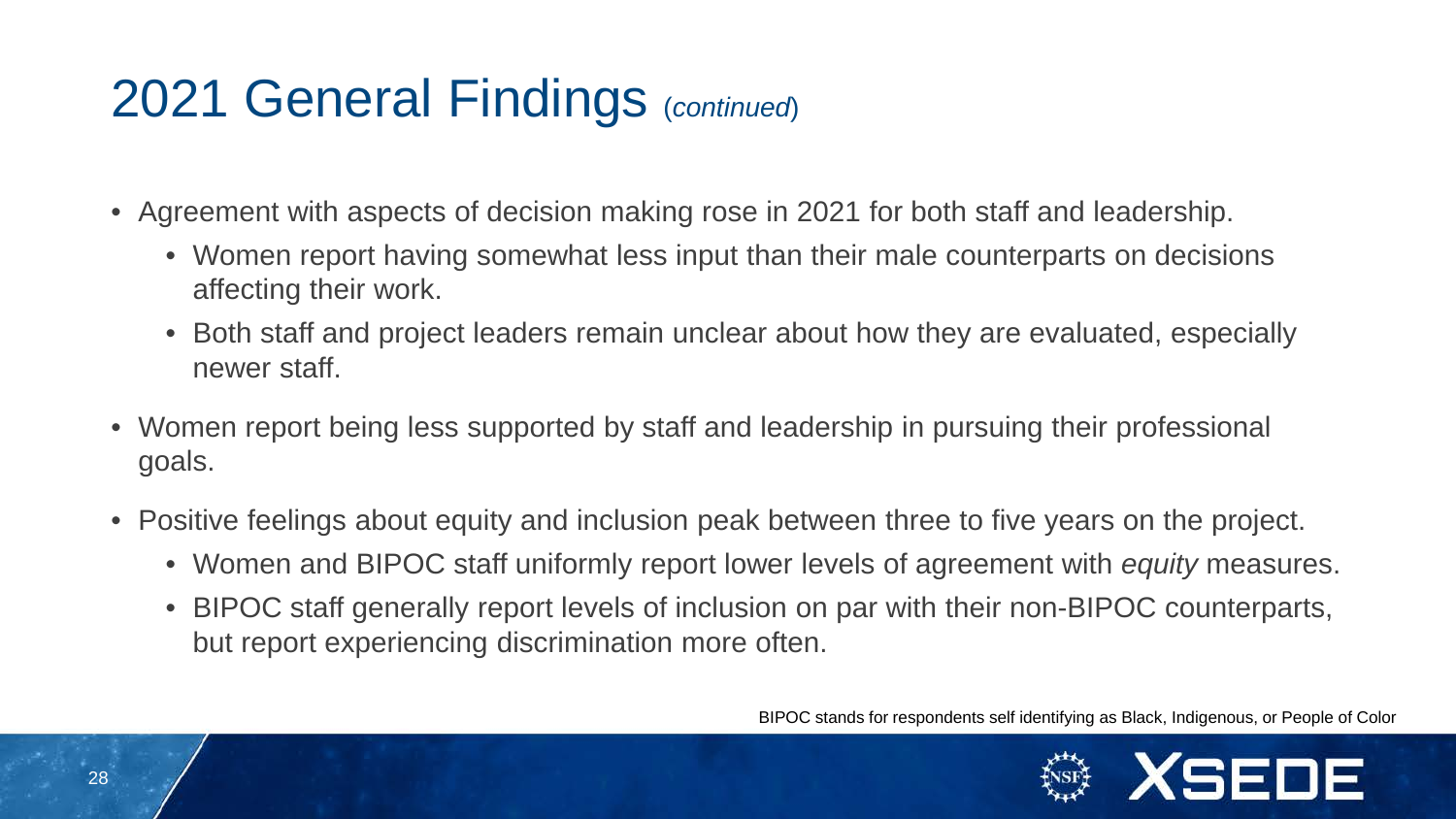# 2021 General Findings (*continued*)

- Agreement with aspects of decision making rose in 2021 for both staff and leadership.
  - Women report having somewhat less input than their male counterparts on decisions affecting their work.
  - Both staff and project leaders remain unclear about how they are evaluated, especially newer staff.
- Women report being less supported by staff and leadership in pursuing their professional goals.
- Positive feelings about equity and inclusion peak between three to five years on the project.
  - Women and BIPOC staff uniformly report lower levels of agreement with *equity* measures.
  - BIPOC staff generally report levels of inclusion on par with their non-BIPOC counterparts, but report experiencing discrimination more often.

BIPOC stands for respondents self identifying as Black, Indigenous, or People of Color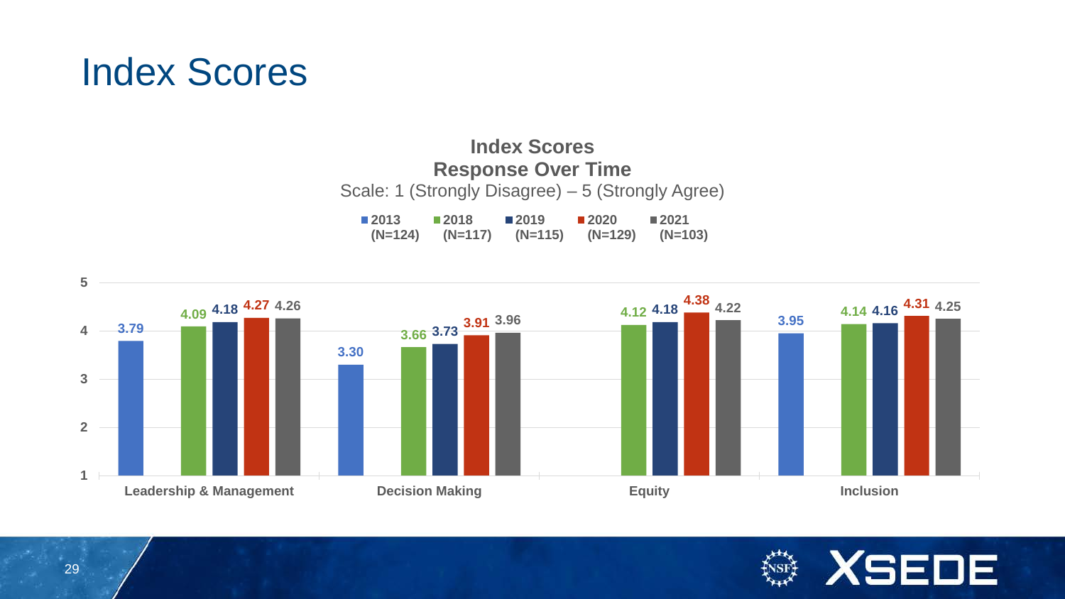# Index Scores

**Index Scores**
**Response Over Time**
Scale: 1 (Strongly Disagree) – 5 (Strongly Agree)

| | 2013 (N=124) | 2018 (N=117) | 2019 (N=115) | 2020 (N=129) | 2021 (N=103) |
|---|---|---|---|---|---|
| Leadership & Management | 3.79 | 4.09 | 4.18 | 4.27 | 4.26 |
| Decision Making | 3.30 | 3.66 | 3.73 | 3.91 | 3.96 |
| Equity | | 4.12 | 4.18 | 4.38 | 4.22 |
| Inclusion | 3.95 | 4.14 | 4.16 | 4.31 | 4.25 |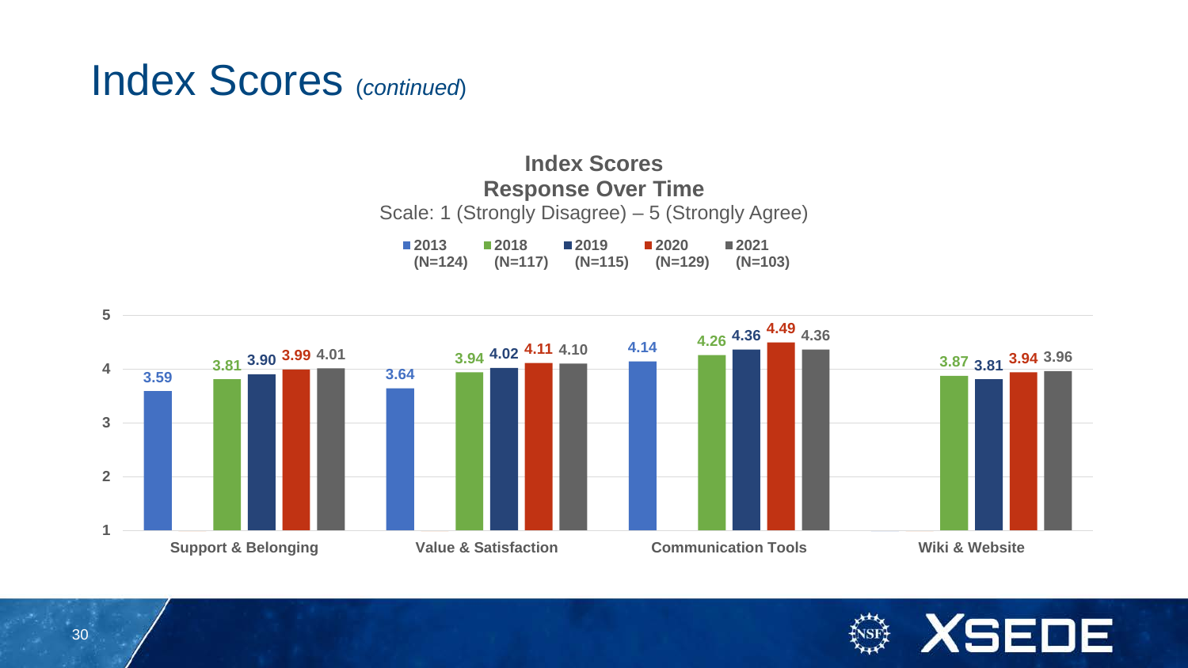# Index Scores *(continued)*

**Index Scores**
**Response Over Time**
Scale: 1 (Strongly Disagree) – 5 (Strongly Agree)

| Index | 2013 (N=124) | 2018 (N=117) | 2019 (N=115) | 2020 (N=129) | 2021 (N=103) |
|---|---|---|---|---|---|
| Support & Belonging | 3.59 | 3.81 | 3.90 | 3.99 | 4.01 |
| Value & Satisfaction | 3.64 | 3.94 | 4.02 | 4.11 | 4.10 |
| Communication Tools | 4.14 | 4.26 | 4.36 | 4.49 | 4.36 |
| Wiki & Website | | 3.87 | 3.81 | 3.94 | 3.96 |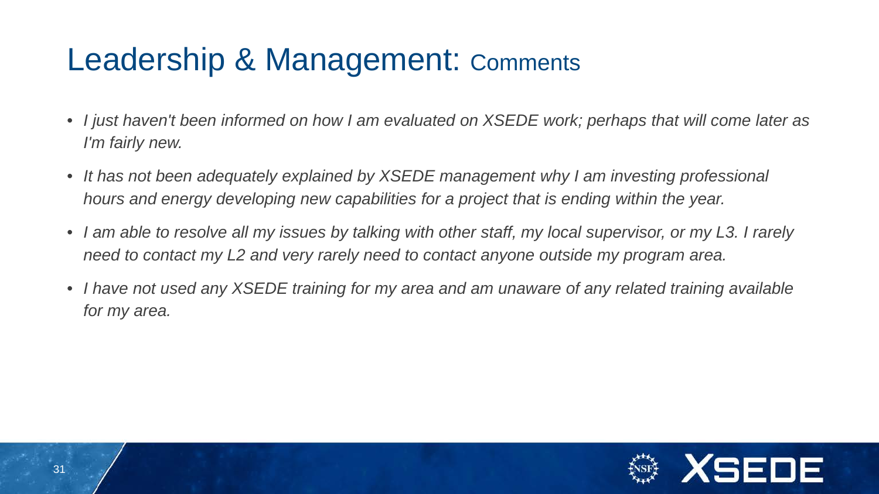# Leadership & Management: Comments

- *I just haven't been informed on how I am evaluated on XSEDE work; perhaps that will come later as I'm fairly new.*
- *It has not been adequately explained by XSEDE management why I am investing professional hours and energy developing new capabilities for a project that is ending within the year.*
- *I am able to resolve all my issues by talking with other staff, my local supervisor, or my L3. I rarely need to contact my L2 and very rarely need to contact anyone outside my program area.*
- *I have not used any XSEDE training for my area and am unaware of any related training available for my area.*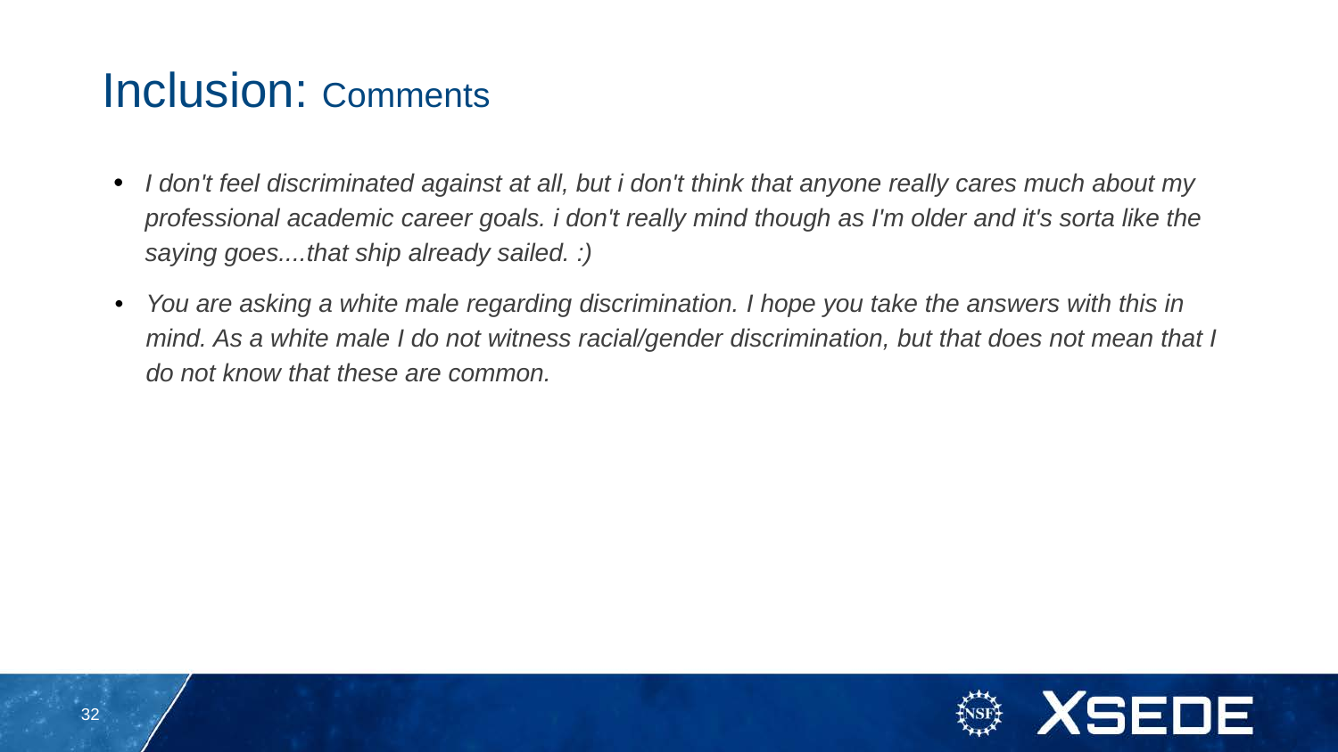# Inclusion: Comments

- *I don't feel discriminated against at all, but i don't think that anyone really cares much about my professional academic career goals. i don't really mind though as I'm older and it's sorta like the saying goes....that ship already sailed. :)*
- *You are asking a white male regarding discrimination. I hope you take the answers with this in mind. As a white male I do not witness racial/gender discrimination, but that does not mean that I do not know that these are common.*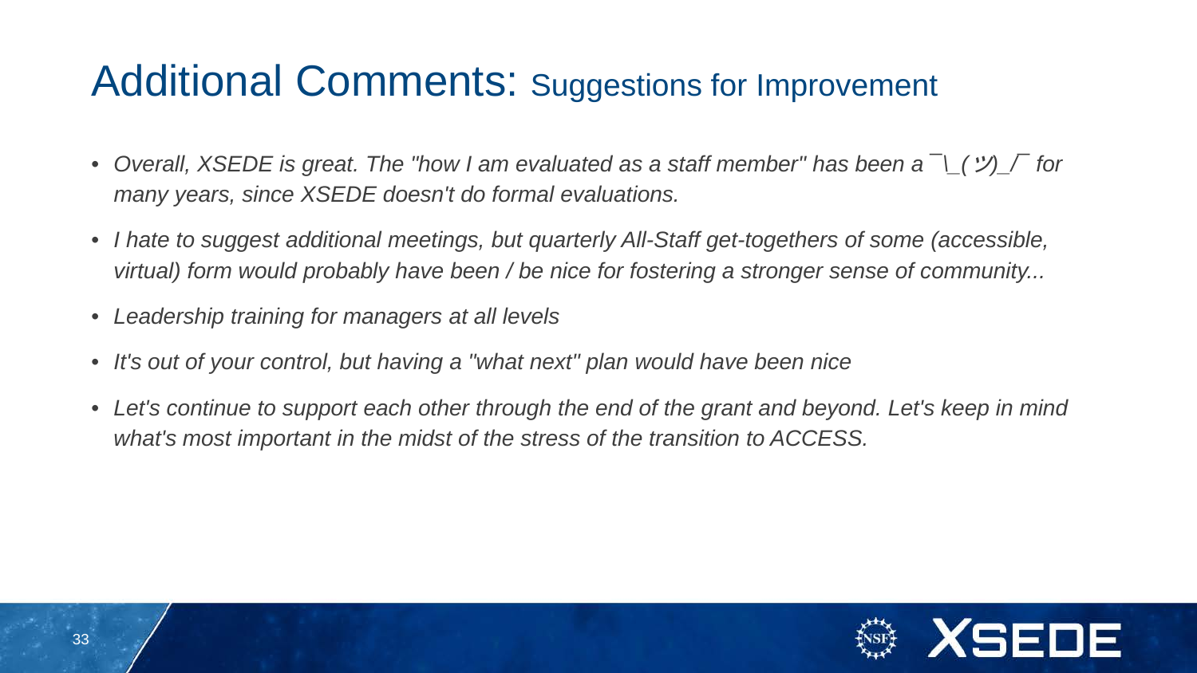# Additional Comments: Suggestions for Improvement

- *Overall, XSEDE is great. The "how I am evaluated as a staff member" has been a ¯\_(ツ)_/¯ for many years, since XSEDE doesn't do formal evaluations.*
- *I hate to suggest additional meetings, but quarterly All-Staff get-togethers of some (accessible, virtual) form would probably have been / be nice for fostering a stronger sense of community...*
- *Leadership training for managers at all levels*
- *It's out of your control, but having a "what next" plan would have been nice*
- *Let's continue to support each other through the end of the grant and beyond. Let's keep in mind what's most important in the midst of the stress of the transition to ACCESS.*